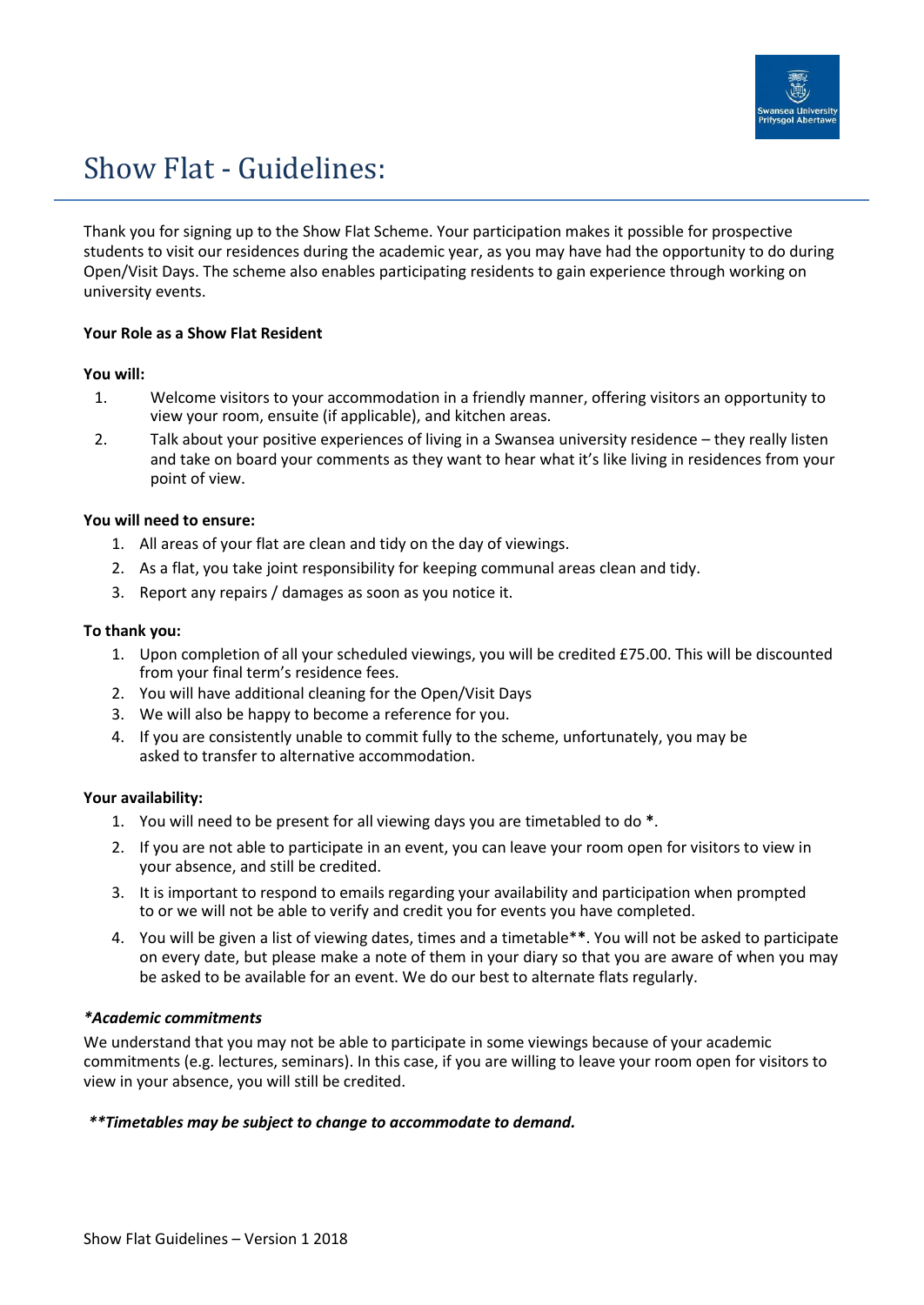// Show Flat - Guidelines:

Thank you for signing up to the Show Flat Scheme. Your participation makes it possible for prospective students to visit our residences during the academic year, as you may have had the opportunity to do during Open/Visit Days. The scheme also enables participating residents to gain experience through working on university events.

**Your Role as a Show Flat Resident**

**You will:**

1. Welcome visitors to your accommodation in a friendly manner, offering visitors an opportunity to view your room, ensuite (if applicable), and kitchen areas.
2. Talk about your positive experiences of living in a Swansea university residence – they really listen and take on board your comments as they want to hear what it's like living in residences from your point of view.

**You will need to ensure:**

1. All areas of your flat are clean and tidy on the day of viewings.
2. As a flat, you take joint responsibility for keeping communal areas clean and tidy.
3. Report any repairs / damages as soon as you notice it.

**To thank you:**

1. Upon completion of all your scheduled viewings, you will be credited £75.00. This will be discounted from your final term's residence fees.
2. You will have additional cleaning for the Open/Visit Days
3. We will also be happy to become a reference for you.
4. If you are consistently unable to commit fully to the scheme, unfortunately, you may be asked to transfer to alternative accommodation.

**Your availability:**

1. You will need to be present for all viewing days you are timetabled to do **\***.
2. If you are not able to participate in an event, you can leave your room open for visitors to view in your absence, and still be credited.
3. It is important to respond to emails regarding your availability and participation when prompted to or we will not be able to verify and credit you for events you have completed.
4. You will be given a list of viewing dates, times and a timetable**\*\***. You will not be asked to participate on every date, but please make a note of them in your diary so that you are aware of when you may be asked to be available for an event. We do our best to alternate flats regularly.

***Academic commitments**

We understand that you may not be able to participate in some viewings because of your academic commitments (e.g. lectures, seminars). In this case, if you are willing to leave your room open for visitors to view in your absence, you will still be credited.

****Timetables may be subject to change to accommodate to demand.**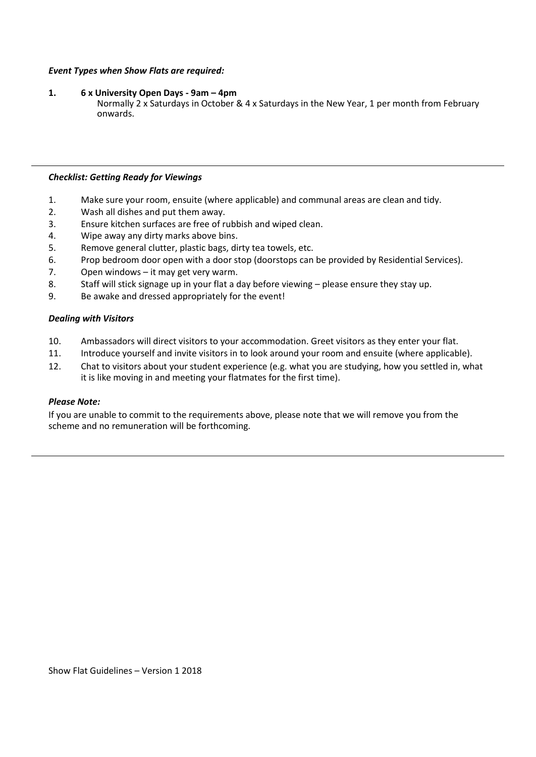***Event Types when Show Flats are required:***

**1. 6 x University Open Days - 9am – 4pm**

Normally 2 x Saturdays in October & 4 x Saturdays in the New Year, 1 per month from February onwards.

---

***Checklist: Getting Ready for Viewings***

1. Make sure your room, ensuite (where applicable) and communal areas are clean and tidy.
2. Wash all dishes and put them away.
3. Ensure kitchen surfaces are free of rubbish and wiped clean.
4. Wipe away any dirty marks above bins.
5. Remove general clutter, plastic bags, dirty tea towels, etc.
6. Prop bedroom door open with a door stop (doorstops can be provided by Residential Services).
7. Open windows – it may get very warm.
8. Staff will stick signage up in your flat a day before viewing – please ensure they stay up.
9. Be awake and dressed appropriately for the event!

***Dealing with Visitors***

10. Ambassadors will direct visitors to your accommodation. Greet visitors as they enter your flat.
11. Introduce yourself and invite visitors in to look around your room and ensuite (where applicable).
12. Chat to visitors about your student experience (e.g. what you are studying, how you settled in, what it is like moving in and meeting your flatmates for the first time).

***Please Note:***

If you are unable to commit to the requirements above, please note that we will remove you from the scheme and no remuneration will be forthcoming.

---

Show Flat Guidelines – Version 1 2018